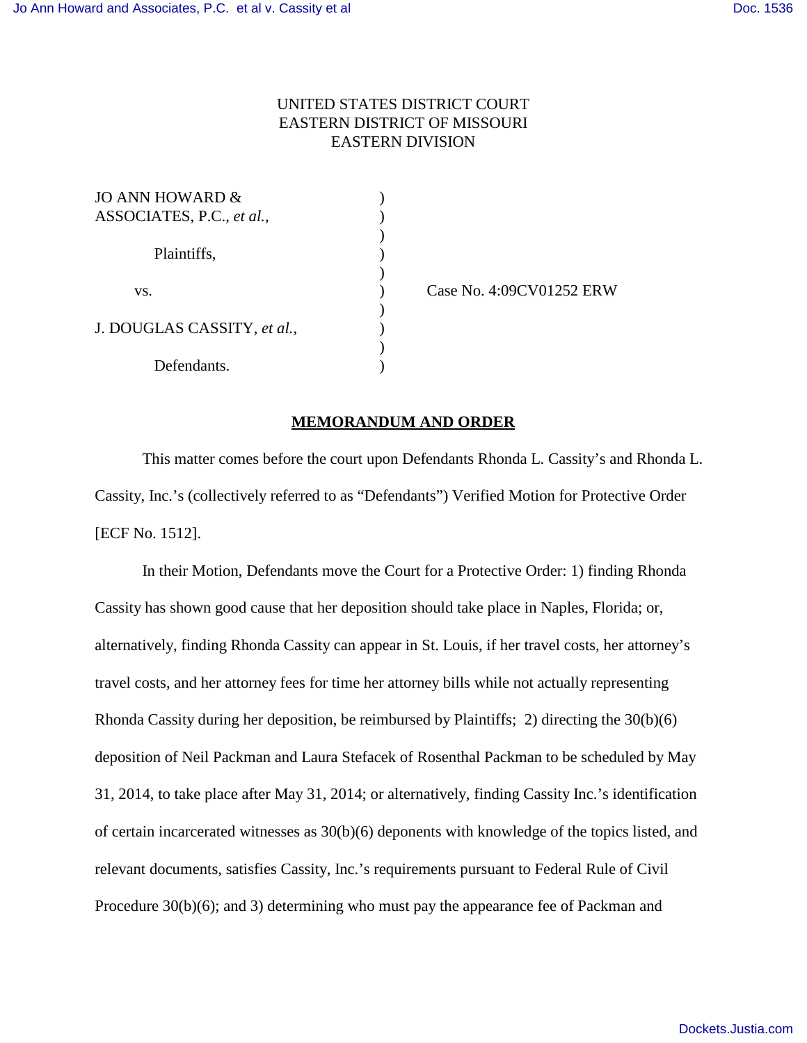UNITED STATES DISTRICT COURT
EASTERN DISTRICT OF MISSOURI
EASTERN DIVISION

| | | |
|---|---|---|
| JO ANN HOWARD & ASSOCIATES, P.C., *et al.*, | ) | |
| Plaintiffs, | ) | |
| vs. | ) | Case No. 4:09CV01252 ERW |
| J. DOUGLAS CASSITY, *et al.*, | ) | |
| Defendants. | ) | |

**MEMORANDUM AND ORDER**

This matter comes before the court upon Defendants Rhonda L. Cassity's and Rhonda L. Cassity, Inc.'s (collectively referred to as "Defendants") Verified Motion for Protective Order [ECF No. 1512].

In their Motion, Defendants move the Court for a Protective Order: 1) finding Rhonda Cassity has shown good cause that her deposition should take place in Naples, Florida; or, alternatively, finding Rhonda Cassity can appear in St. Louis, if her travel costs, her attorney's travel costs, and her attorney fees for time her attorney bills while not actually representing Rhonda Cassity during her deposition, be reimbursed by Plaintiffs; 2) directing the 30(b)(6) deposition of Neil Packman and Laura Stefacek of Rosenthal Packman to be scheduled by May 31, 2014, to take place after May 31, 2014; or alternatively, finding Cassity Inc.'s identification of certain incarcerated witnesses as 30(b)(6) deponents with knowledge of the topics listed, and relevant documents, satisfies Cassity, Inc.'s requirements pursuant to Federal Rule of Civil Procedure 30(b)(6); and 3) determining who must pay the appearance fee of Packman and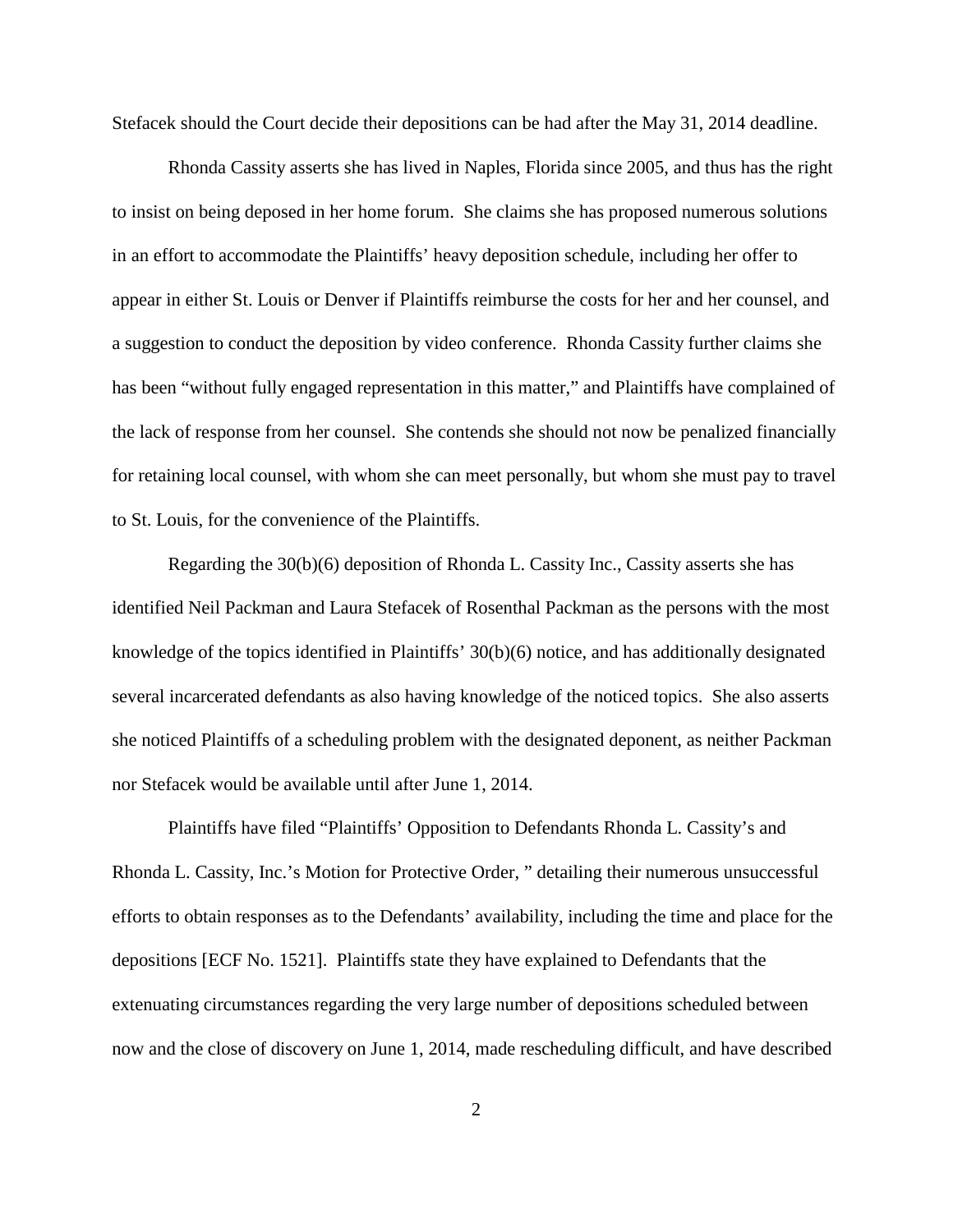Stefacek should the Court decide their depositions can be had after the May 31, 2014 deadline.

Rhonda Cassity asserts she has lived in Naples, Florida since 2005, and thus has the right to insist on being deposed in her home forum. She claims she has proposed numerous solutions in an effort to accommodate the Plaintiffs' heavy deposition schedule, including her offer to appear in either St. Louis or Denver if Plaintiffs reimburse the costs for her and her counsel, and a suggestion to conduct the deposition by video conference. Rhonda Cassity further claims she has been "without fully engaged representation in this matter," and Plaintiffs have complained of the lack of response from her counsel. She contends she should not now be penalized financially for retaining local counsel, with whom she can meet personally, but whom she must pay to travel to St. Louis, for the convenience of the Plaintiffs.

Regarding the 30(b)(6) deposition of Rhonda L. Cassity Inc., Cassity asserts she has identified Neil Packman and Laura Stefacek of Rosenthal Packman as the persons with the most knowledge of the topics identified in Plaintiffs' 30(b)(6) notice, and has additionally designated several incarcerated defendants as also having knowledge of the noticed topics. She also asserts she noticed Plaintiffs of a scheduling problem with the designated deponent, as neither Packman nor Stefacek would be available until after June 1, 2014.

Plaintiffs have filed "Plaintiffs' Opposition to Defendants Rhonda L. Cassity's and Rhonda L. Cassity, Inc.'s Motion for Protective Order, " detailing their numerous unsuccessful efforts to obtain responses as to the Defendants' availability, including the time and place for the depositions [ECF No. 1521]. Plaintiffs state they have explained to Defendants that the extenuating circumstances regarding the very large number of depositions scheduled between now and the close of discovery on June 1, 2014, made rescheduling difficult, and have described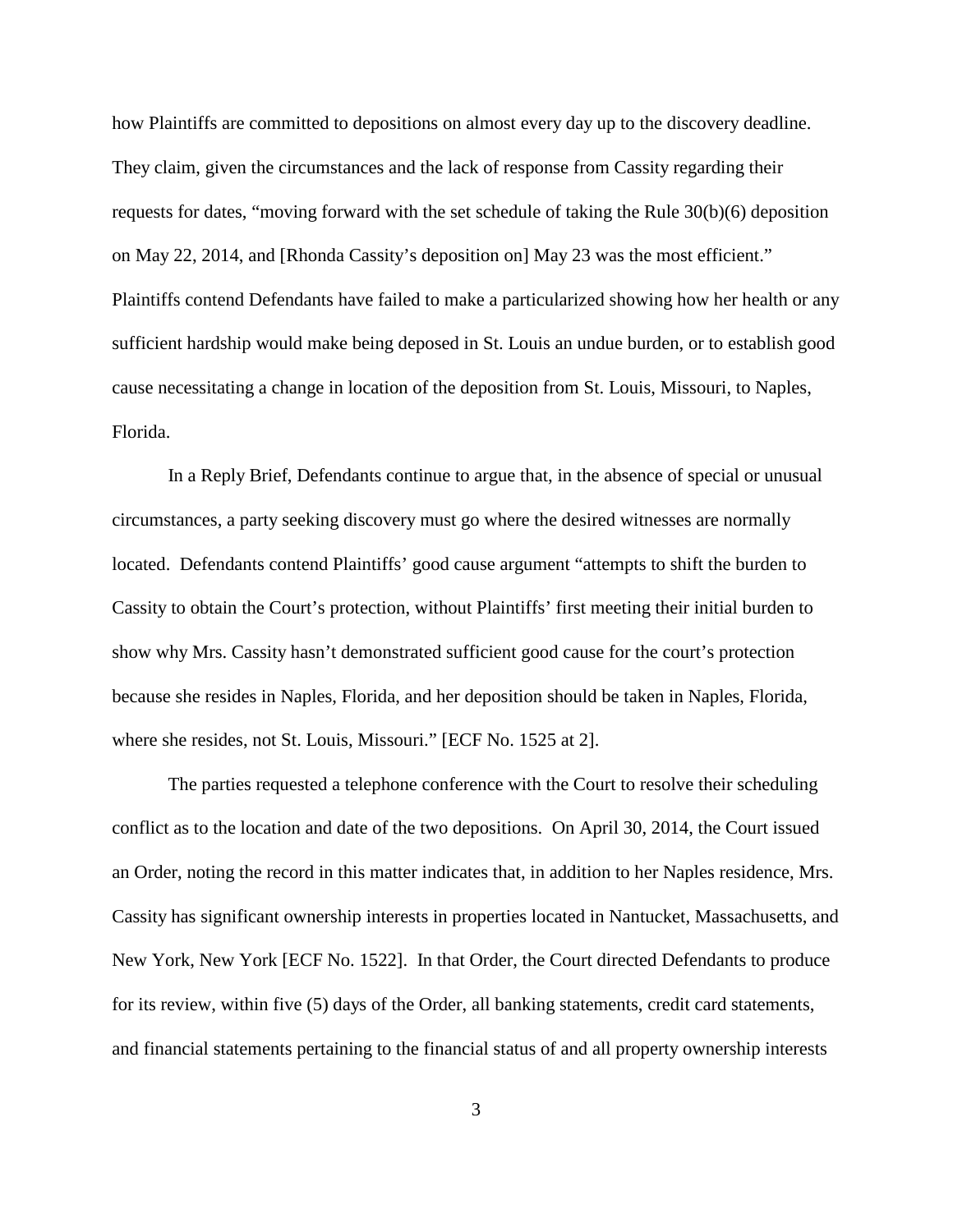how Plaintiffs are committed to depositions on almost every day up to the discovery deadline. They claim, given the circumstances and the lack of response from Cassity regarding their requests for dates, "moving forward with the set schedule of taking the Rule 30(b)(6) deposition on May 22, 2014, and [Rhonda Cassity's deposition on] May 23 was the most efficient." Plaintiffs contend Defendants have failed to make a particularized showing how her health or any sufficient hardship would make being deposed in St. Louis an undue burden, or to establish good cause necessitating a change in location of the deposition from St. Louis, Missouri, to Naples, Florida.

In a Reply Brief, Defendants continue to argue that, in the absence of special or unusual circumstances, a party seeking discovery must go where the desired witnesses are normally located. Defendants contend Plaintiffs' good cause argument "attempts to shift the burden to Cassity to obtain the Court's protection, without Plaintiffs' first meeting their initial burden to show why Mrs. Cassity hasn't demonstrated sufficient good cause for the court's protection because she resides in Naples, Florida, and her deposition should be taken in Naples, Florida, where she resides, not St. Louis, Missouri." [ECF No. 1525 at 2].

The parties requested a telephone conference with the Court to resolve their scheduling conflict as to the location and date of the two depositions. On April 30, 2014, the Court issued an Order, noting the record in this matter indicates that, in addition to her Naples residence, Mrs. Cassity has significant ownership interests in properties located in Nantucket, Massachusetts, and New York, New York [ECF No. 1522]. In that Order, the Court directed Defendants to produce for its review, within five (5) days of the Order, all banking statements, credit card statements, and financial statements pertaining to the financial status of and all property ownership interests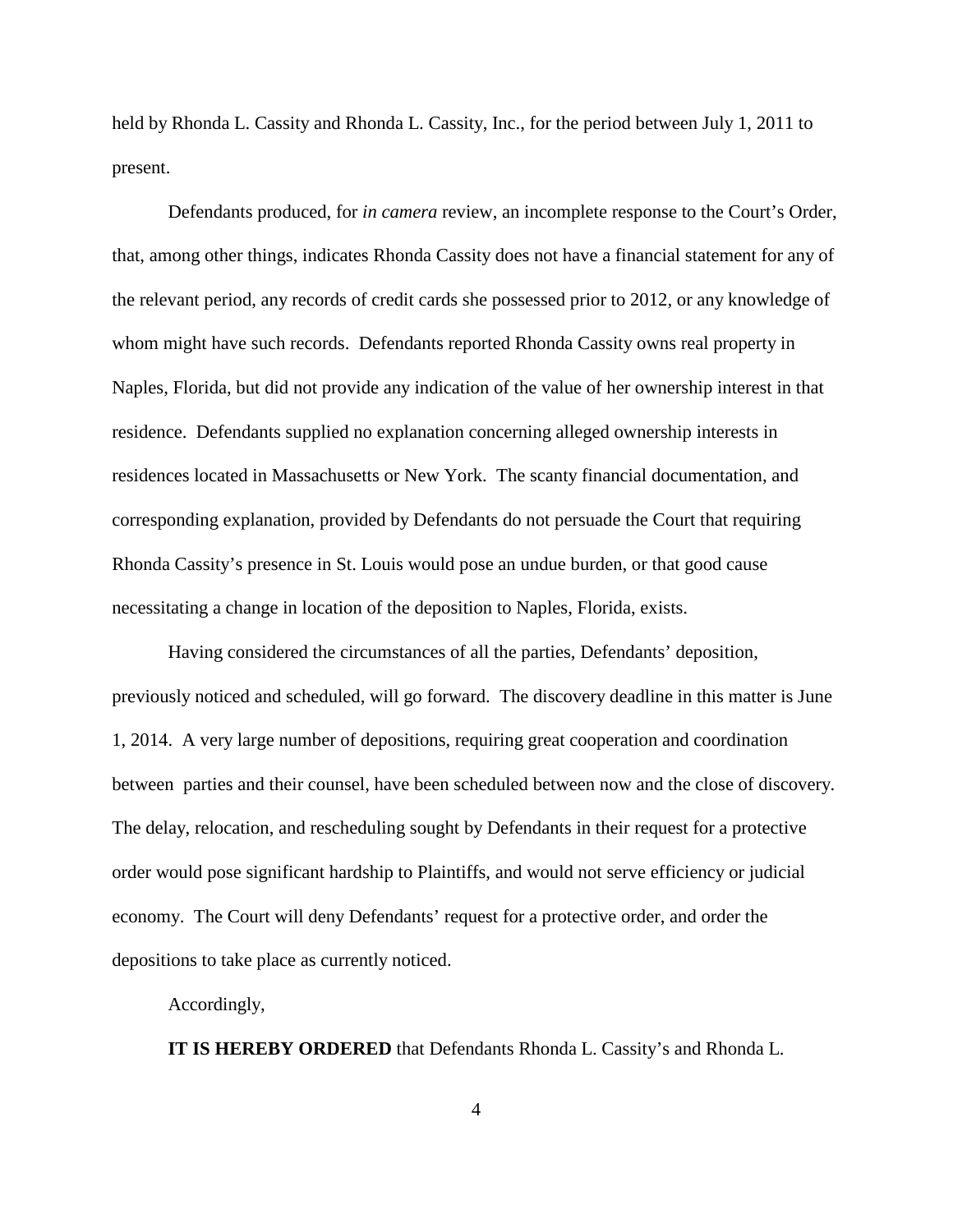held by Rhonda L. Cassity and Rhonda L. Cassity, Inc., for the period between July 1, 2011 to present.

Defendants produced, for *in camera* review, an incomplete response to the Court's Order, that, among other things, indicates Rhonda Cassity does not have a financial statement for any of the relevant period, any records of credit cards she possessed prior to 2012, or any knowledge of whom might have such records. Defendants reported Rhonda Cassity owns real property in Naples, Florida, but did not provide any indication of the value of her ownership interest in that residence. Defendants supplied no explanation concerning alleged ownership interests in residences located in Massachusetts or New York. The scanty financial documentation, and corresponding explanation, provided by Defendants do not persuade the Court that requiring Rhonda Cassity's presence in St. Louis would pose an undue burden, or that good cause necessitating a change in location of the deposition to Naples, Florida, exists.

Having considered the circumstances of all the parties, Defendants' deposition, previously noticed and scheduled, will go forward. The discovery deadline in this matter is June 1, 2014. A very large number of depositions, requiring great cooperation and coordination between parties and their counsel, have been scheduled between now and the close of discovery. The delay, relocation, and rescheduling sought by Defendants in their request for a protective order would pose significant hardship to Plaintiffs, and would not serve efficiency or judicial economy. The Court will deny Defendants' request for a protective order, and order the depositions to take place as currently noticed.

Accordingly,

**IT IS HEREBY ORDERED** that Defendants Rhonda L. Cassity's and Rhonda L.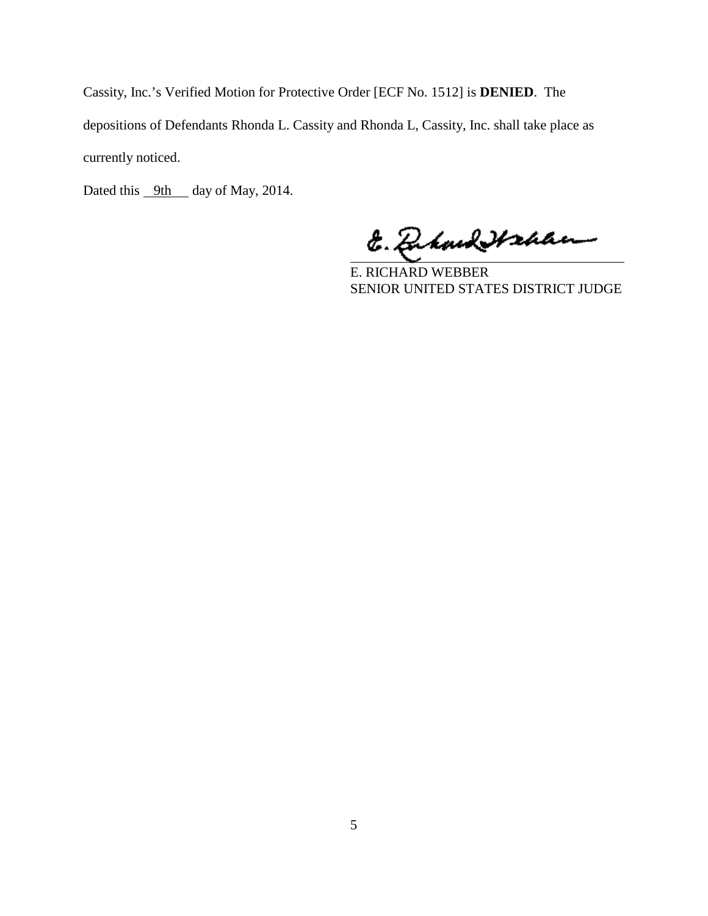Cassity, Inc.'s Verified Motion for Protective Order [ECF No. 1512] is **DENIED**. The depositions of Defendants Rhonda L. Cassity and Rhonda L, Cassity, Inc. shall take place as currently noticed.

Dated this 9th day of May, 2014.

E. RICHARD WEBBER
SENIOR UNITED STATES DISTRICT JUDGE